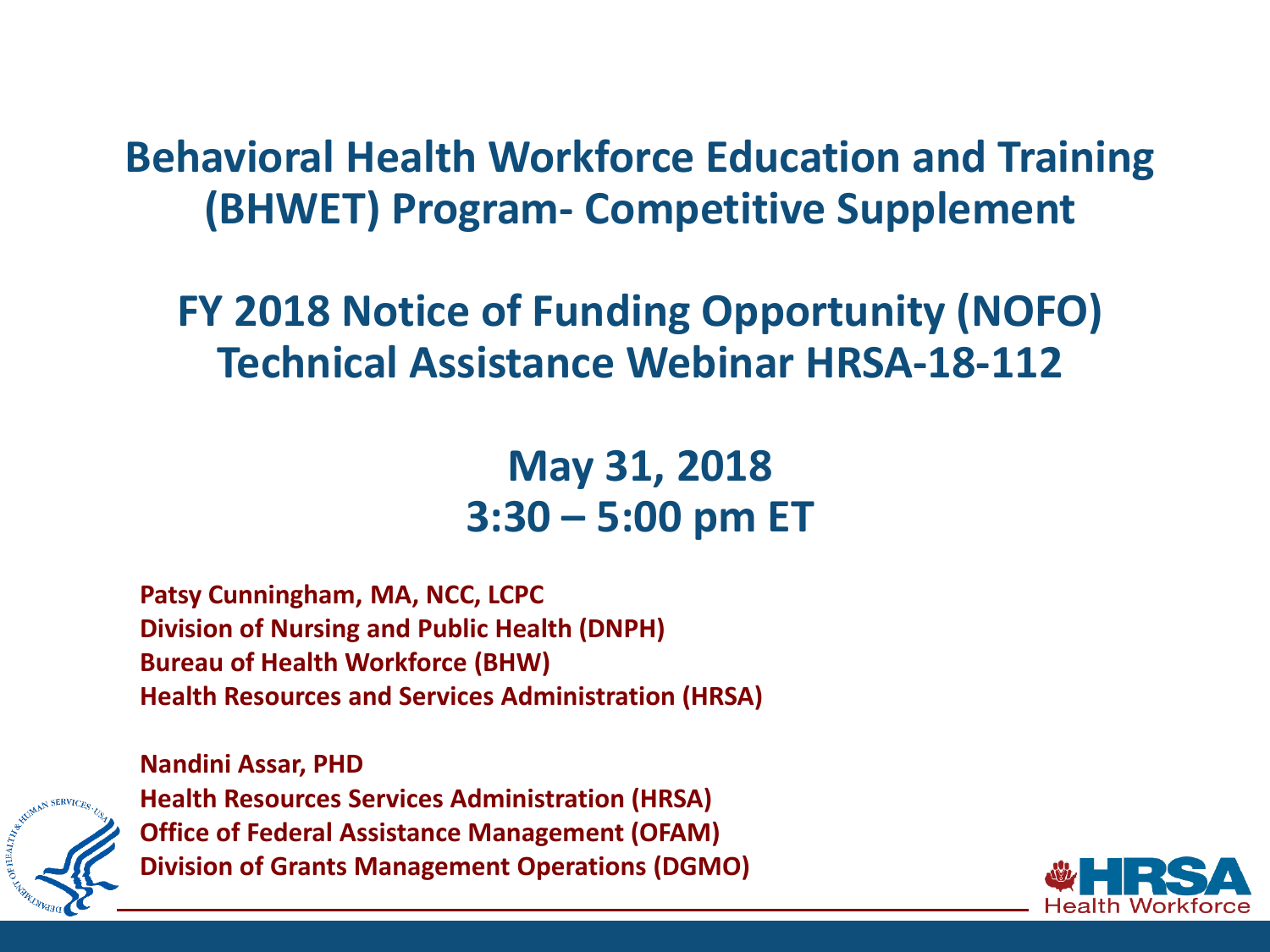# Behavioral Health Workforce Education and Training (BHWET) Program- Competitive Supplement

## FY 2018 Notice of Funding Opportunity (NOFO) Technical Assistance Webinar HRSA-18-112

## May 31, 2018
## 3:30 – 5:00 pm ET

**Patsy Cunningham, MA, NCC, LCPC**
**Division of Nursing and Public Health (DNPH)**
**Bureau of Health Workforce (BHW)**
**Health Resources and Services Administration (HRSA)**

**Nandini Assar, PHD**
**Health Resources Services Administration (HRSA)**
**Office of Federal Assistance Management (OFAM)**
**Division of Grants Management Operations (DGMO)**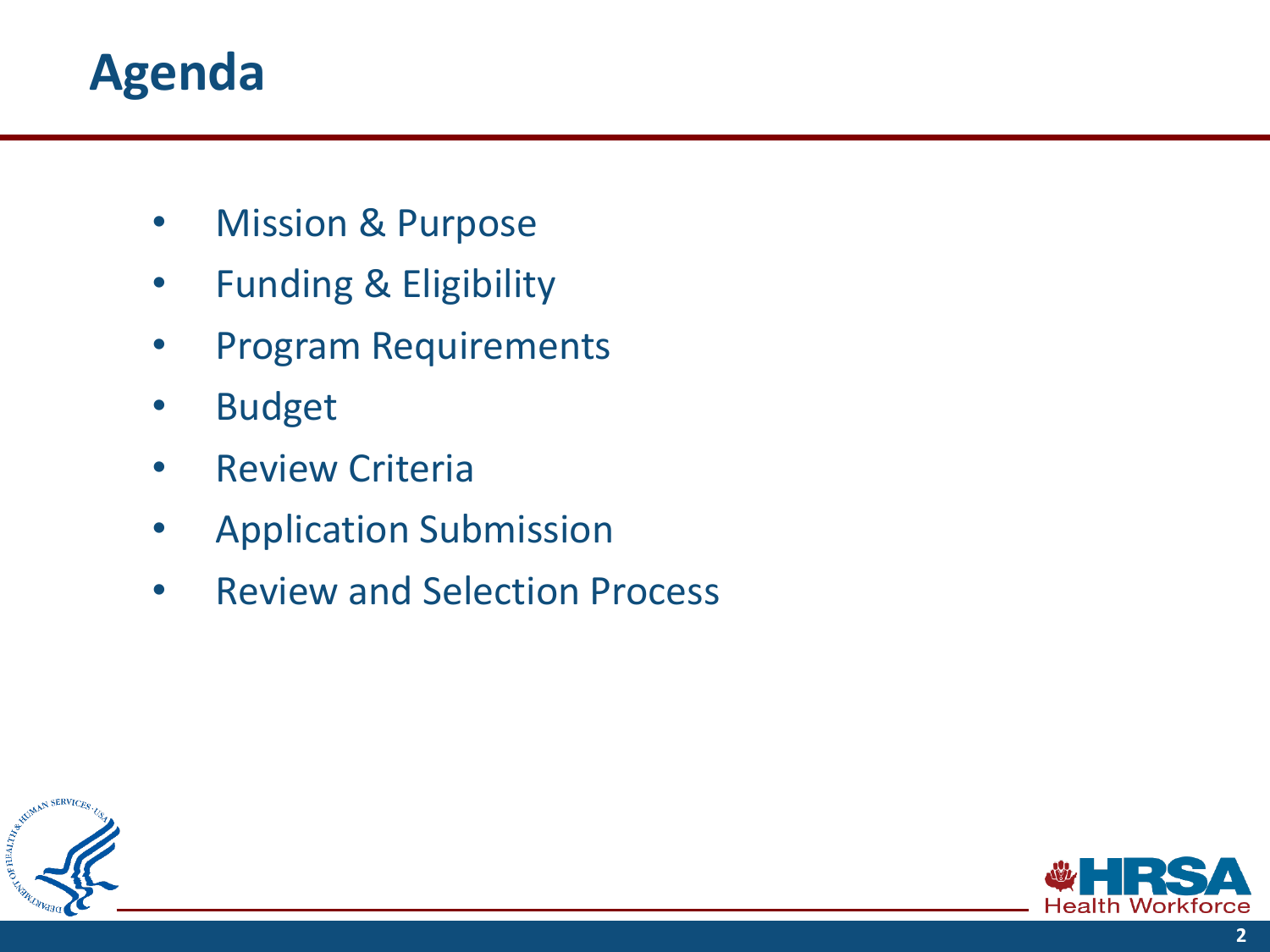# Agenda

- Mission & Purpose
- Funding & Eligibility
- Program Requirements
- Budget
- Review Criteria
- Application Submission
- Review and Selection Process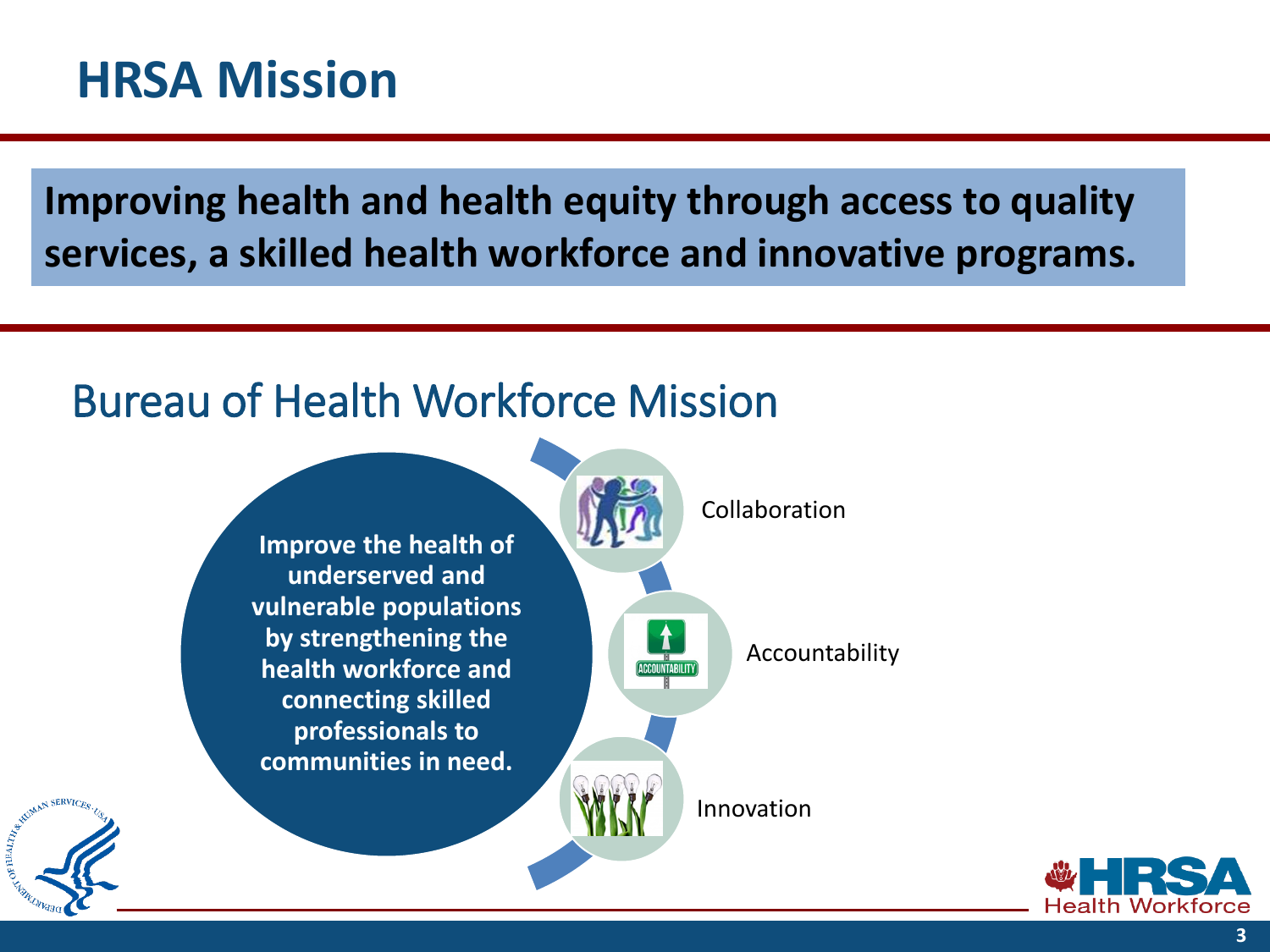# HRSA Mission

**Improving health and health equity through access to quality services, a skilled health workforce and innovative programs.**

## Bureau of Health Workforce Mission

**Improve the health of underserved and vulnerable populations by strengthening the health workforce and connecting skilled professionals to communities in need.**

- Collaboration
- Accountability
- Innovation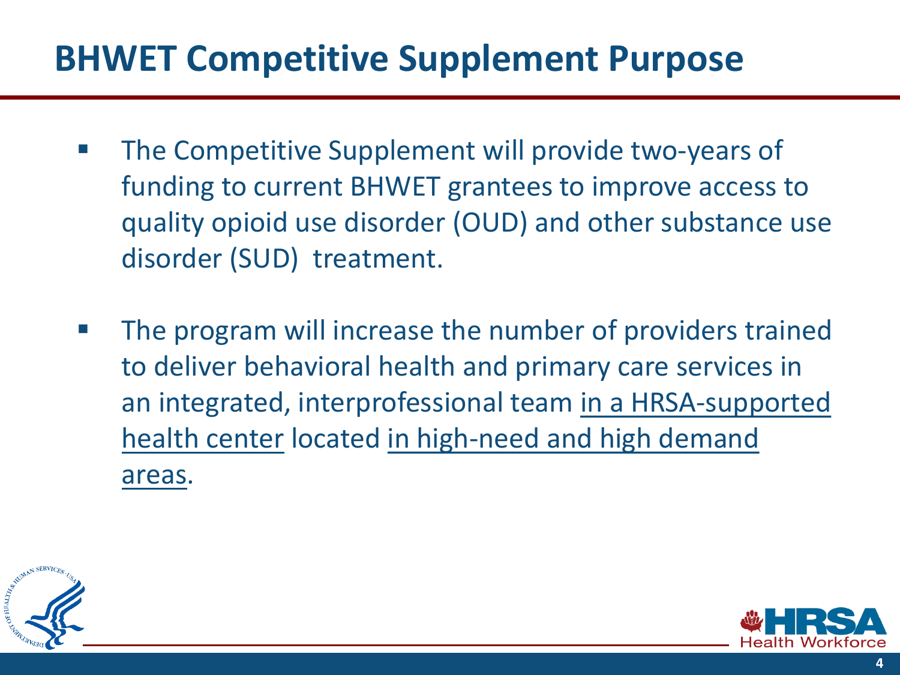# BHWET Competitive Supplement Purpose

- The Competitive Supplement will provide two-years of funding to current BHWET grantees to improve access to quality opioid use disorder (OUD) and other substance use disorder (SUD) treatment.
- The program will increase the number of providers trained to deliver behavioral health and primary care services in an integrated, interprofessional team in a HRSA-supported health center located in high-need and high demand areas.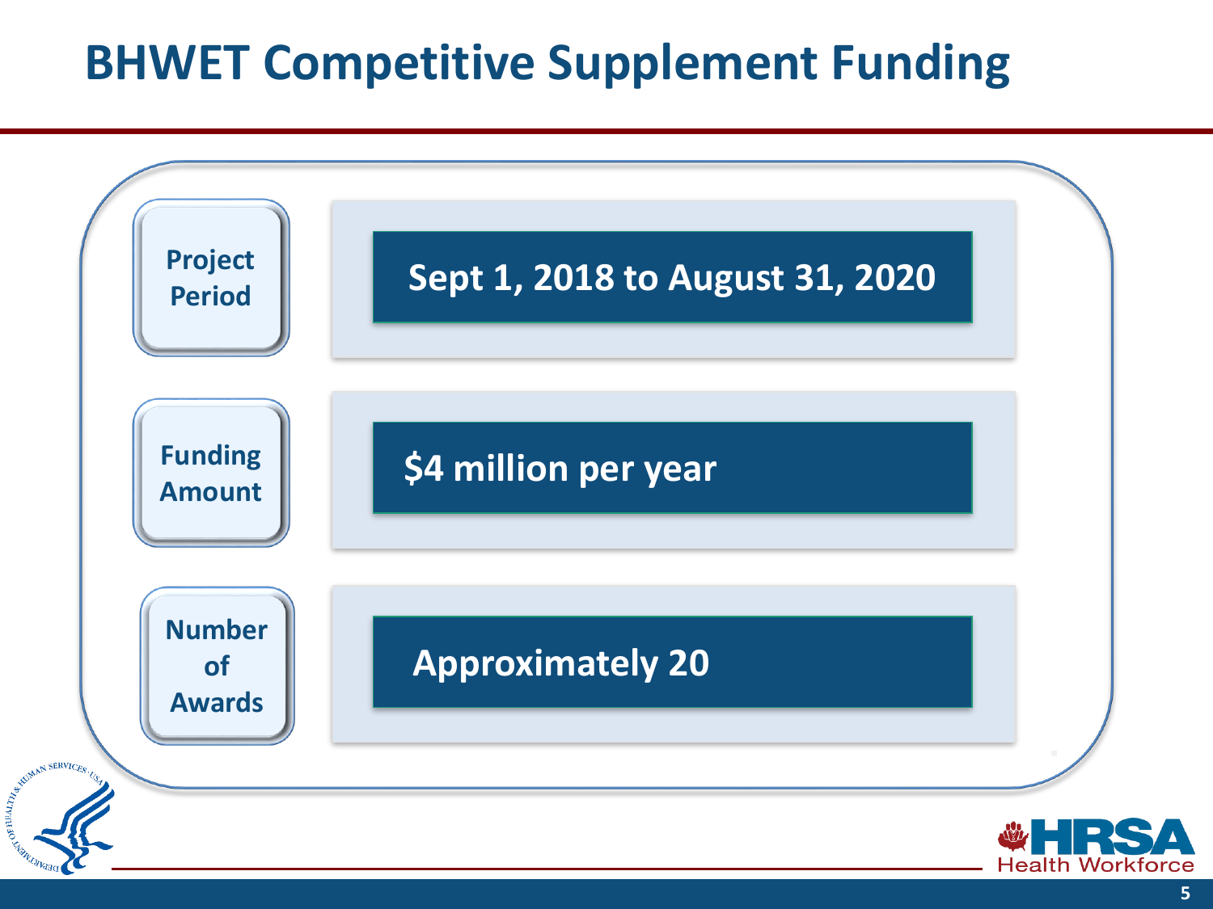# BHWET Competitive Supplement Funding

| | |
|---|---|
| **Project Period** | **Sept 1, 2018 to August 31, 2020** |
| **Funding Amount** | **$4 million per year** |
| **Number of Awards** | **Approximately 20** |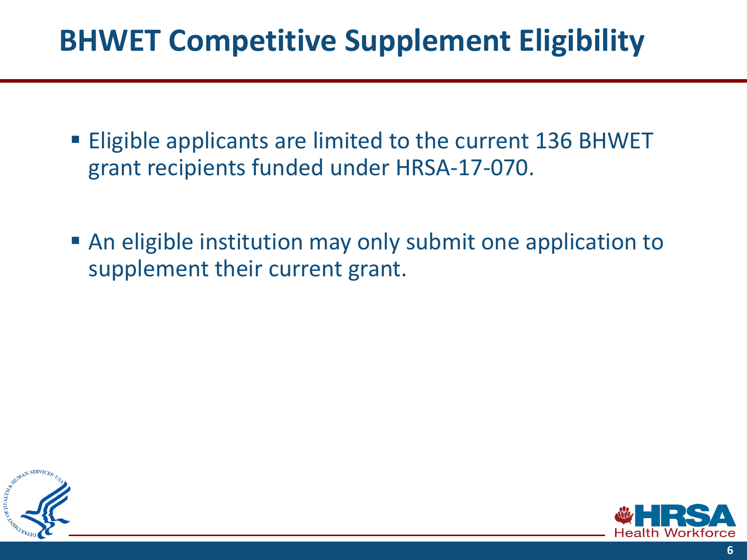# BHWET Competitive Supplement Eligibility

- Eligible applicants are limited to the current 136 BHWET grant recipients funded under HRSA-17-070.
- An eligible institution may only submit one application to supplement their current grant.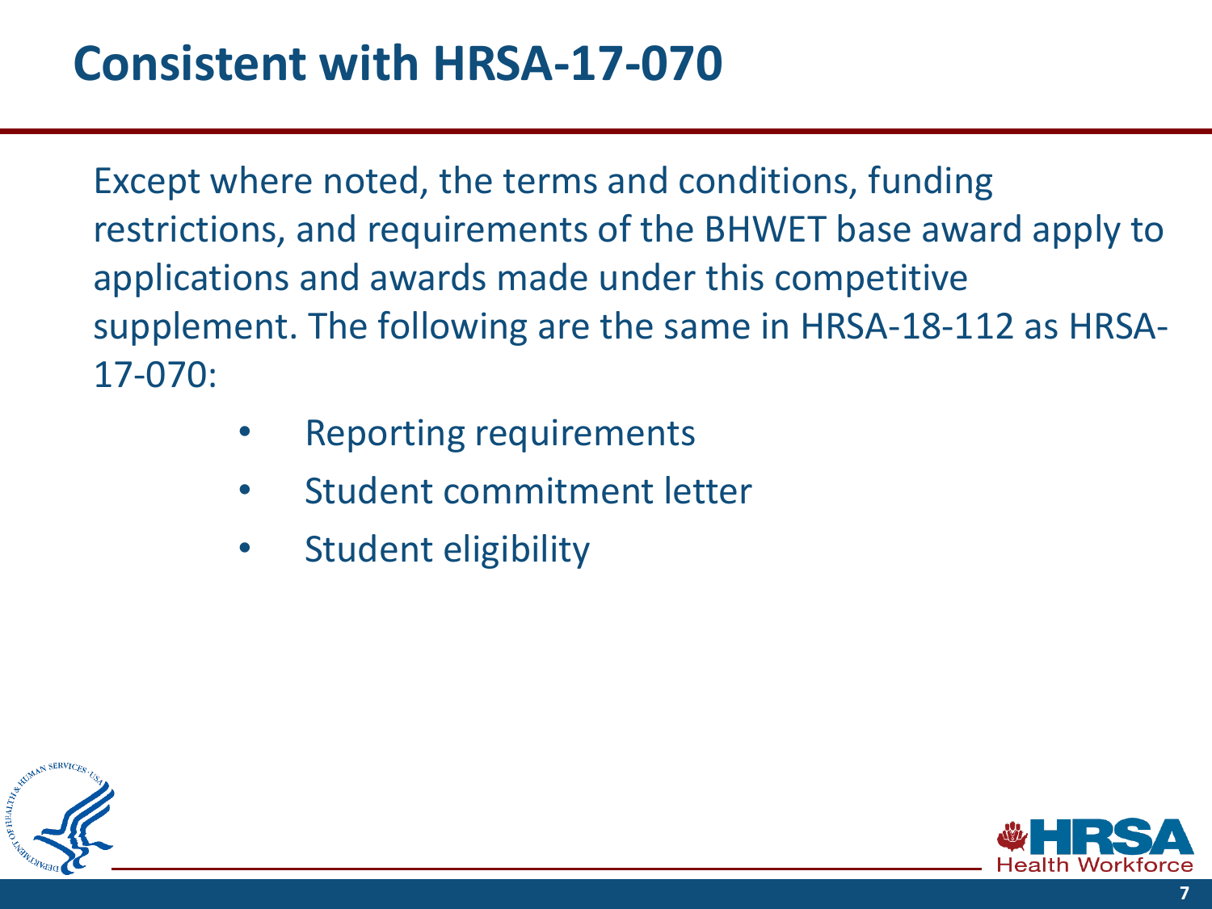# Consistent with HRSA-17-070

Except where noted, the terms and conditions, funding restrictions, and requirements of the BHWET base award apply to applications and awards made under this competitive supplement. The following are the same in HRSA-18-112 as HRSA-17-070:

- Reporting requirements
- Student commitment letter
- Student eligibility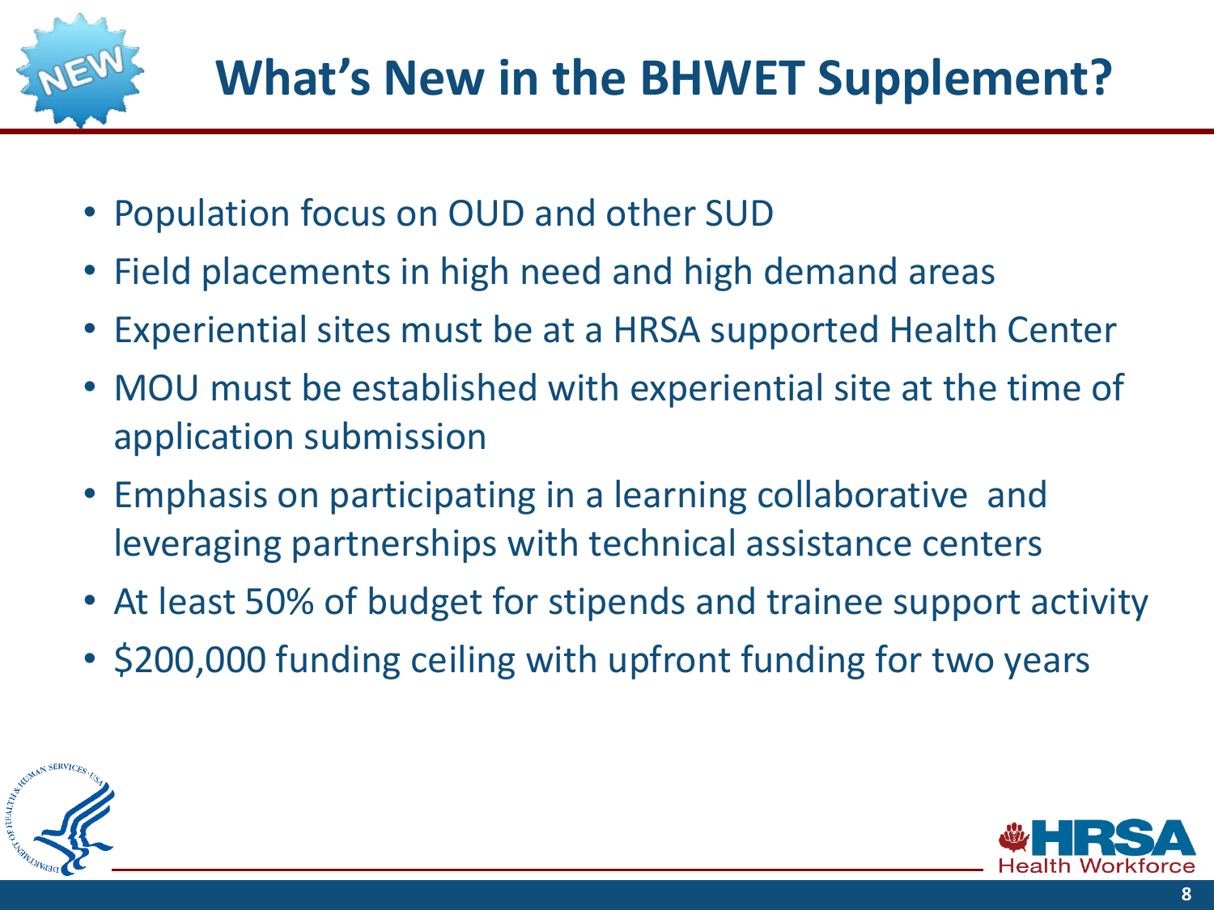# What's New in the BHWET Supplement?

- Population focus on OUD and other SUD
- Field placements in high need and high demand areas
- Experiential sites must be at a HRSA supported Health Center
- MOU must be established with experiential site at the time of application submission
- Emphasis on participating in a learning collaborative and leveraging partnerships with technical assistance centers
- At least 50% of budget for stipends and trainee support activity
- $200,000 funding ceiling with upfront funding for two years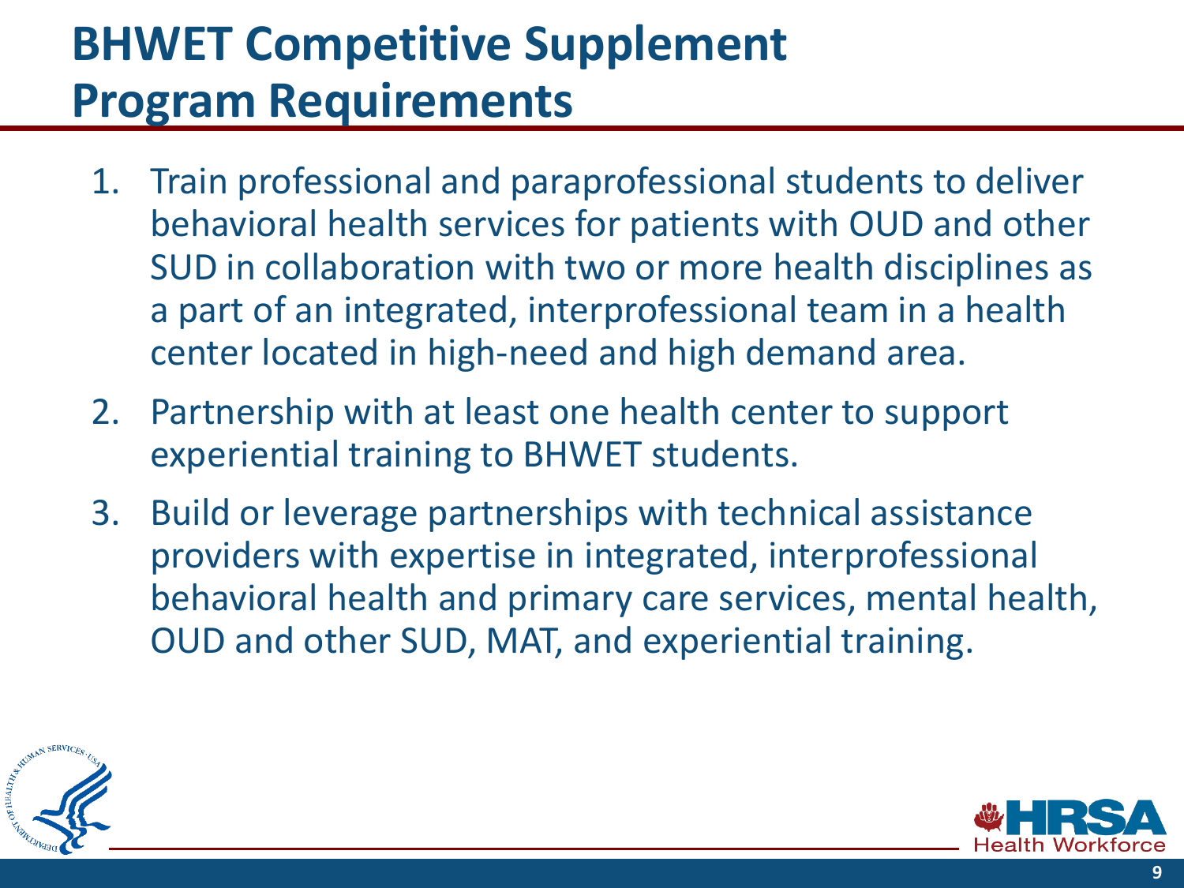# BHWET Competitive Supplement Program Requirements

1. Train professional and paraprofessional students to deliver behavioral health services for patients with OUD and other SUD in collaboration with two or more health disciplines as a part of an integrated, interprofessional team in a health center located in high-need and high demand area.
2. Partnership with at least one health center to support experiential training to BHWET students.
3. Build or leverage partnerships with technical assistance providers with expertise in integrated, interprofessional behavioral health and primary care services, mental health, OUD and other SUD, MAT, and experiential training.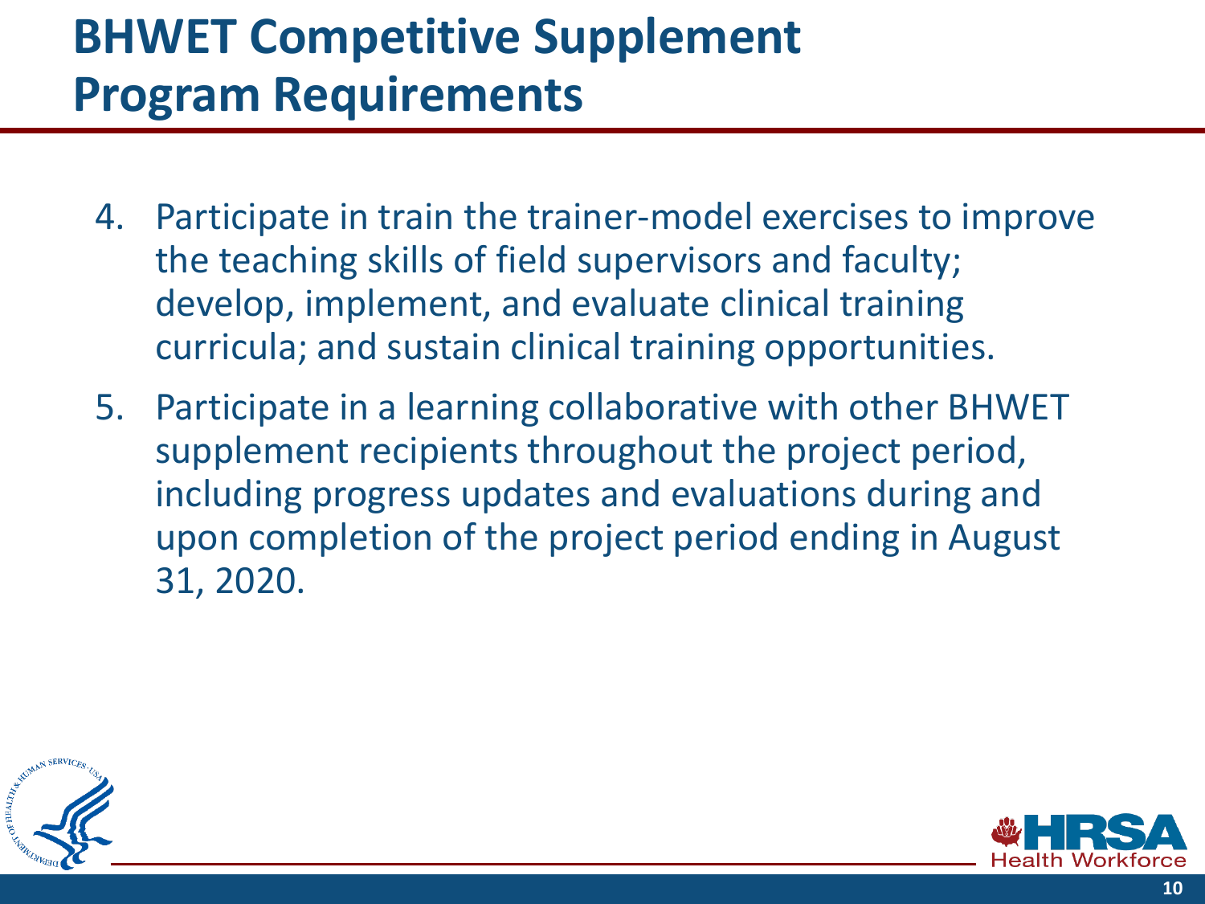# BHWET Competitive Supplement Program Requirements

4. Participate in train the trainer-model exercises to improve the teaching skills of field supervisors and faculty; develop, implement, and evaluate clinical training curricula; and sustain clinical training opportunities.
5. Participate in a learning collaborative with other BHWET supplement recipients throughout the project period, including progress updates and evaluations during and upon completion of the project period ending in August 31, 2020.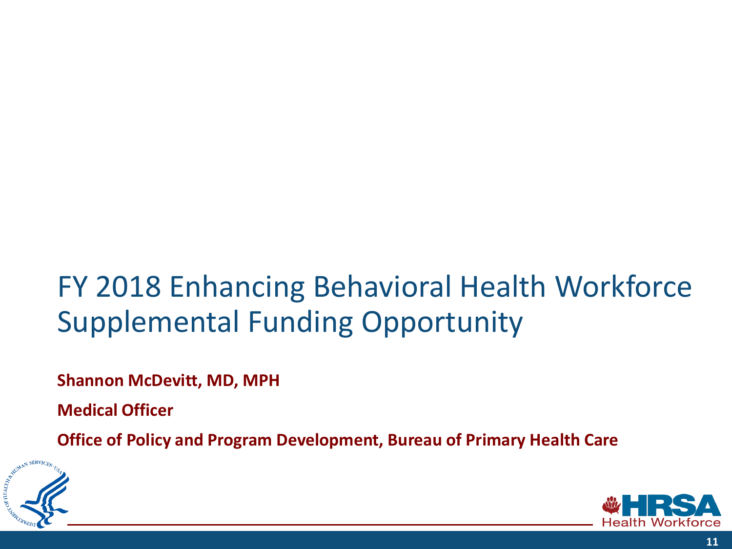# FY 2018 Enhancing Behavioral Health Workforce Supplemental Funding Opportunity

**Shannon McDevitt, MD, MPH**

**Medical Officer**

**Office of Policy and Program Development, Bureau of Primary Health Care**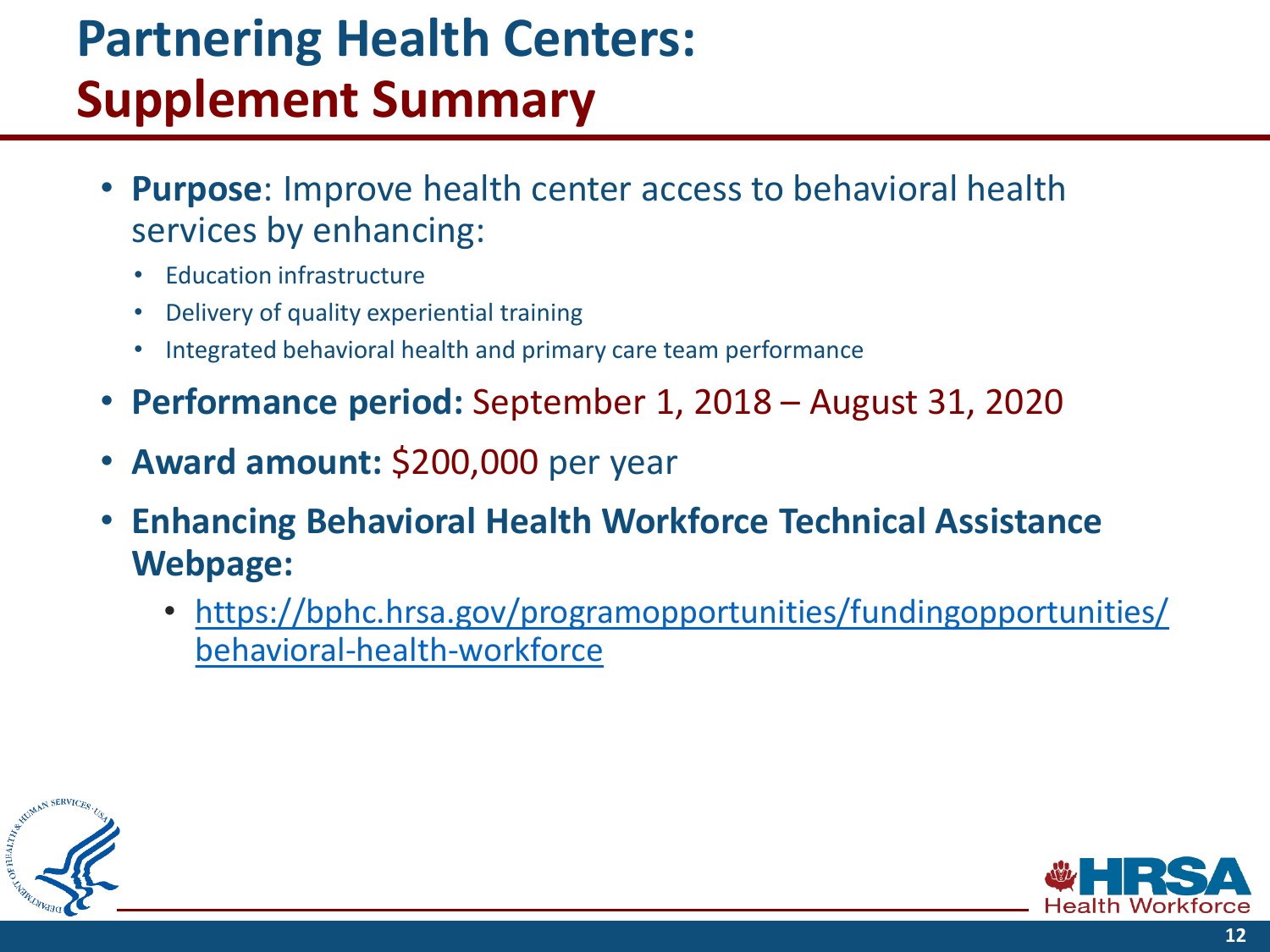# Partnering Health Centers: Supplement Summary

- **Purpose**: Improve health center access to behavioral health services by enhancing:
  - Education infrastructure
  - Delivery of quality experiential training
  - Integrated behavioral health and primary care team performance
- **Performance period:** September 1, 2018 – August 31, 2020
- **Award amount:** $200,000 per year
- **Enhancing Behavioral Health Workforce Technical Assistance Webpage:**
  - https://bphc.hrsa.gov/programopportunities/fundingopportunities/behavioral-health-workforce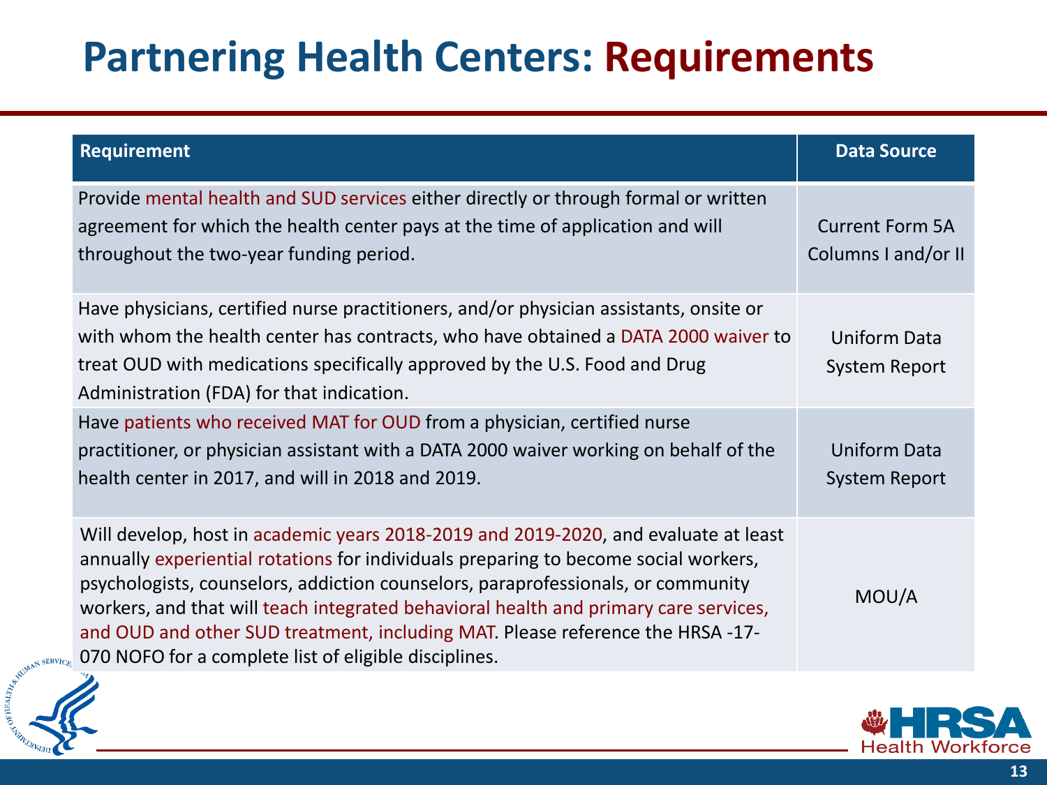# Partnering Health Centers: Requirements

| Requirement | Data Source |
|---|---|
| Provide mental health and SUD services either directly or through formal or written agreement for which the health center pays at the time of application and will throughout the two-year funding period. | Current Form 5A Columns I and/or II |
| Have physicians, certified nurse practitioners, and/or physician assistants, onsite or with whom the health center has contracts, who have obtained a DATA 2000 waiver to treat OUD with medications specifically approved by the U.S. Food and Drug Administration (FDA) for that indication. | Uniform Data System Report |
| Have patients who received MAT for OUD from a physician, certified nurse practitioner, or physician assistant with a DATA 2000 waiver working on behalf of the health center in 2017, and will in 2018 and 2019. | Uniform Data System Report |
| Will develop, host in academic years 2018-2019 and 2019-2020, and evaluate at least annually experiential rotations for individuals preparing to become social workers, psychologists, counselors, addiction counselors, paraprofessionals, or community workers, and that will teach integrated behavioral health and primary care services, and OUD and other SUD treatment, including MAT. Please reference the HRSA -17-070 NOFO for a complete list of eligible disciplines. | MOU/A |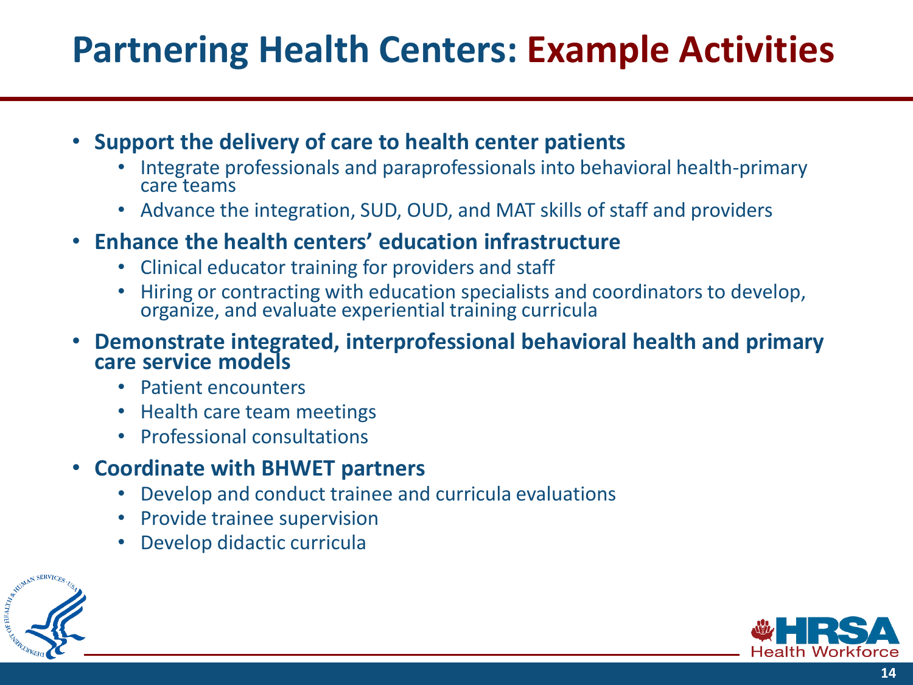# Partnering Health Centers: Example Activities

- **Support the delivery of care to health center patients**
  - Integrate professionals and paraprofessionals into behavioral health-primary care teams
  - Advance the integration, SUD, OUD, and MAT skills of staff and providers
- **Enhance the health centers' education infrastructure**
  - Clinical educator training for providers and staff
  - Hiring or contracting with education specialists and coordinators to develop, organize, and evaluate experiential training curricula
- **Demonstrate integrated, interprofessional behavioral health and primary care service models**
  - Patient encounters
  - Health care team meetings
  - Professional consultations
- **Coordinate with BHWET partners**
  - Develop and conduct trainee and curricula evaluations
  - Provide trainee supervision
  - Develop didactic curricula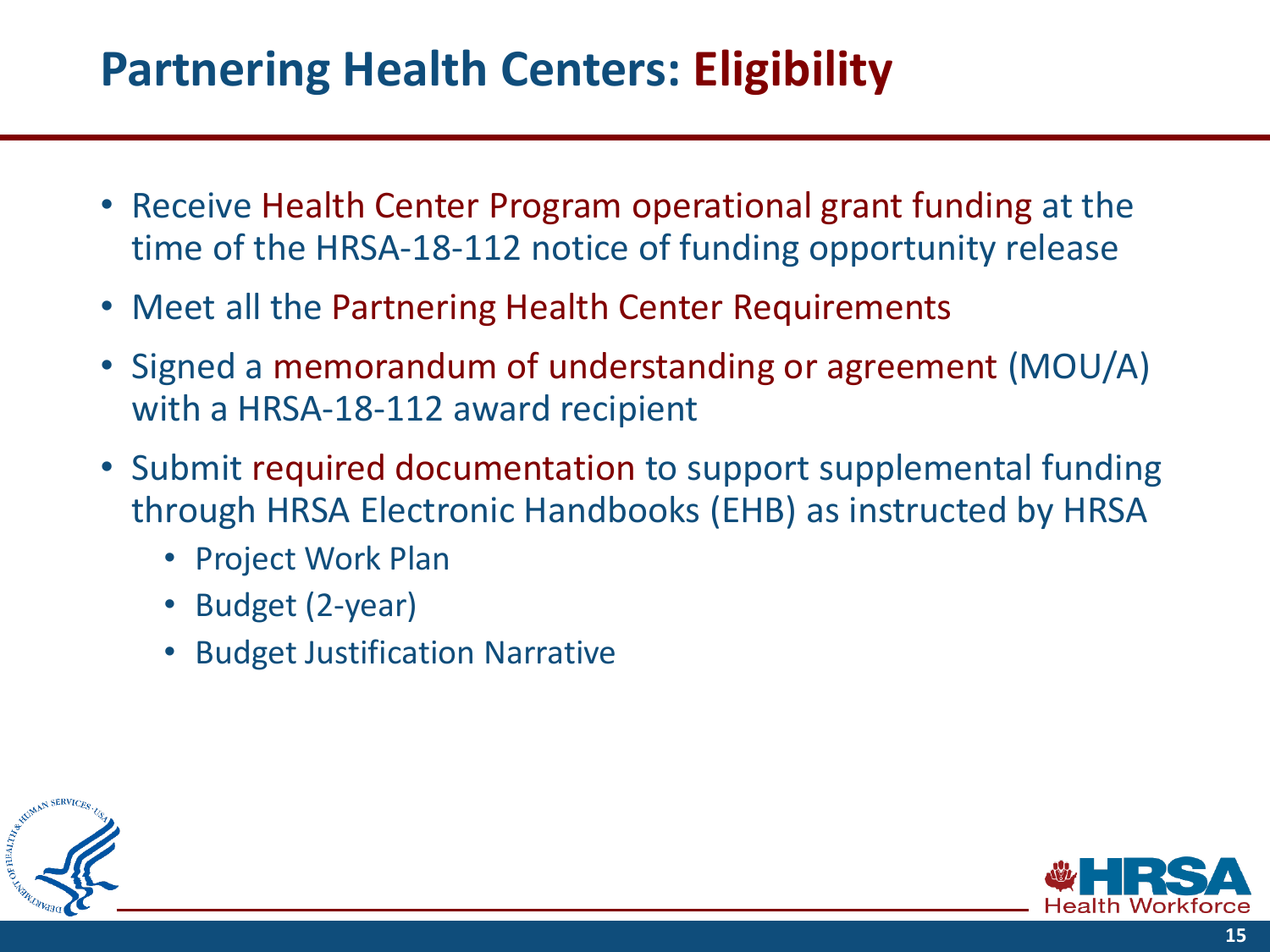# Partnering Health Centers: Eligibility

- Receive Health Center Program operational grant funding at the time of the HRSA-18-112 notice of funding opportunity release
- Meet all the Partnering Health Center Requirements
- Signed a memorandum of understanding or agreement (MOU/A) with a HRSA-18-112 award recipient
- Submit required documentation to support supplemental funding through HRSA Electronic Handbooks (EHB) as instructed by HRSA
  - Project Work Plan
  - Budget (2-year)
  - Budget Justification Narrative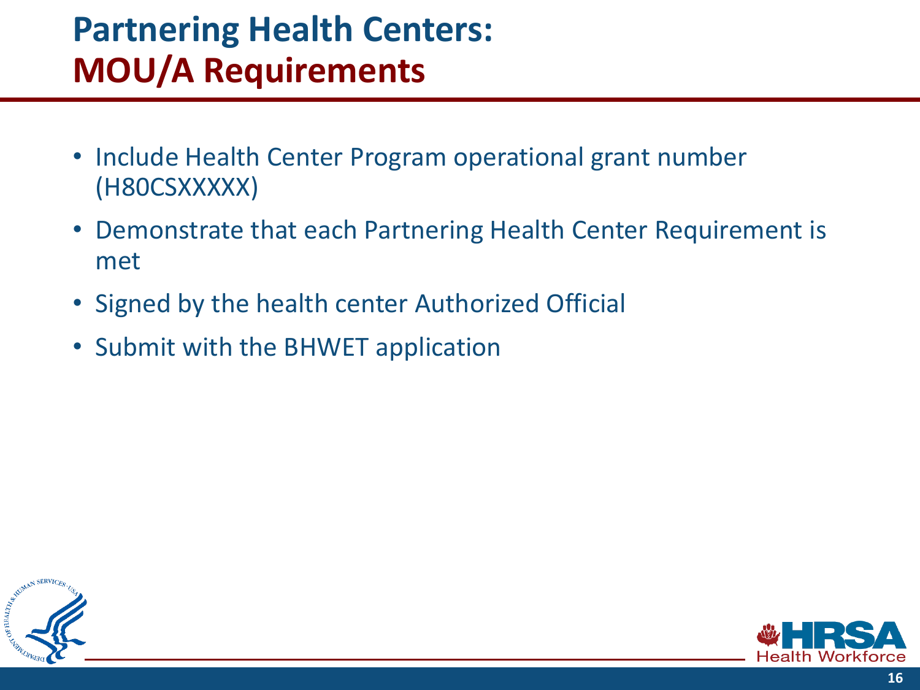# Partnering Health Centers: MOU/A Requirements

- Include Health Center Program operational grant number (H80CSXXXXX)
- Demonstrate that each Partnering Health Center Requirement is met
- Signed by the health center Authorized Official
- Submit with the BHWET application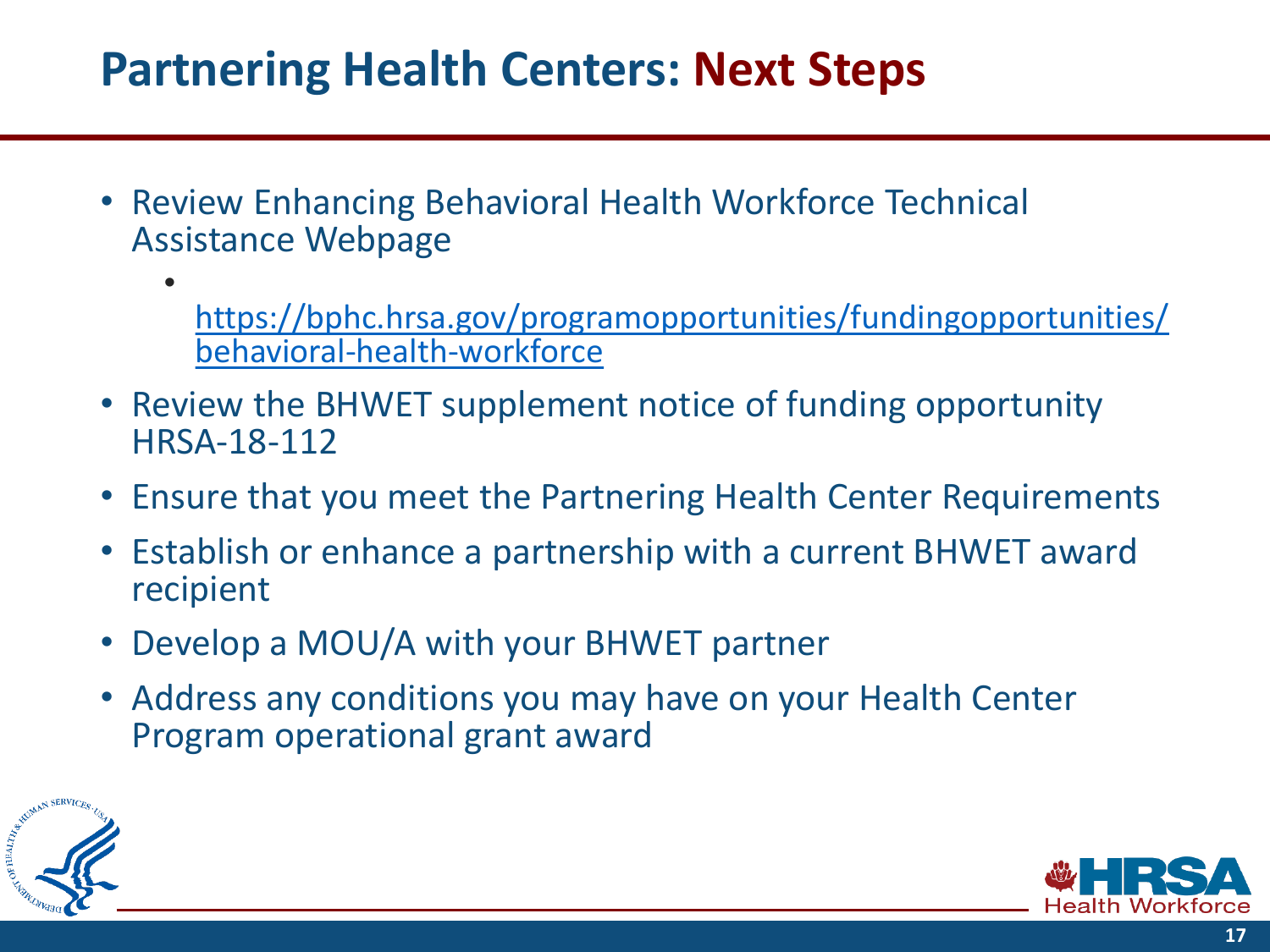# Partnering Health Centers: Next Steps

- Review Enhancing Behavioral Health Workforce Technical Assistance Webpage
  - https://bphc.hrsa.gov/programopportunities/fundingopportunities/behavioral-health-workforce
- Review the BHWET supplement notice of funding opportunity HRSA-18-112
- Ensure that you meet the Partnering Health Center Requirements
- Establish or enhance a partnership with a current BHWET award recipient
- Develop a MOU/A with your BHWET partner
- Address any conditions you may have on your Health Center Program operational grant award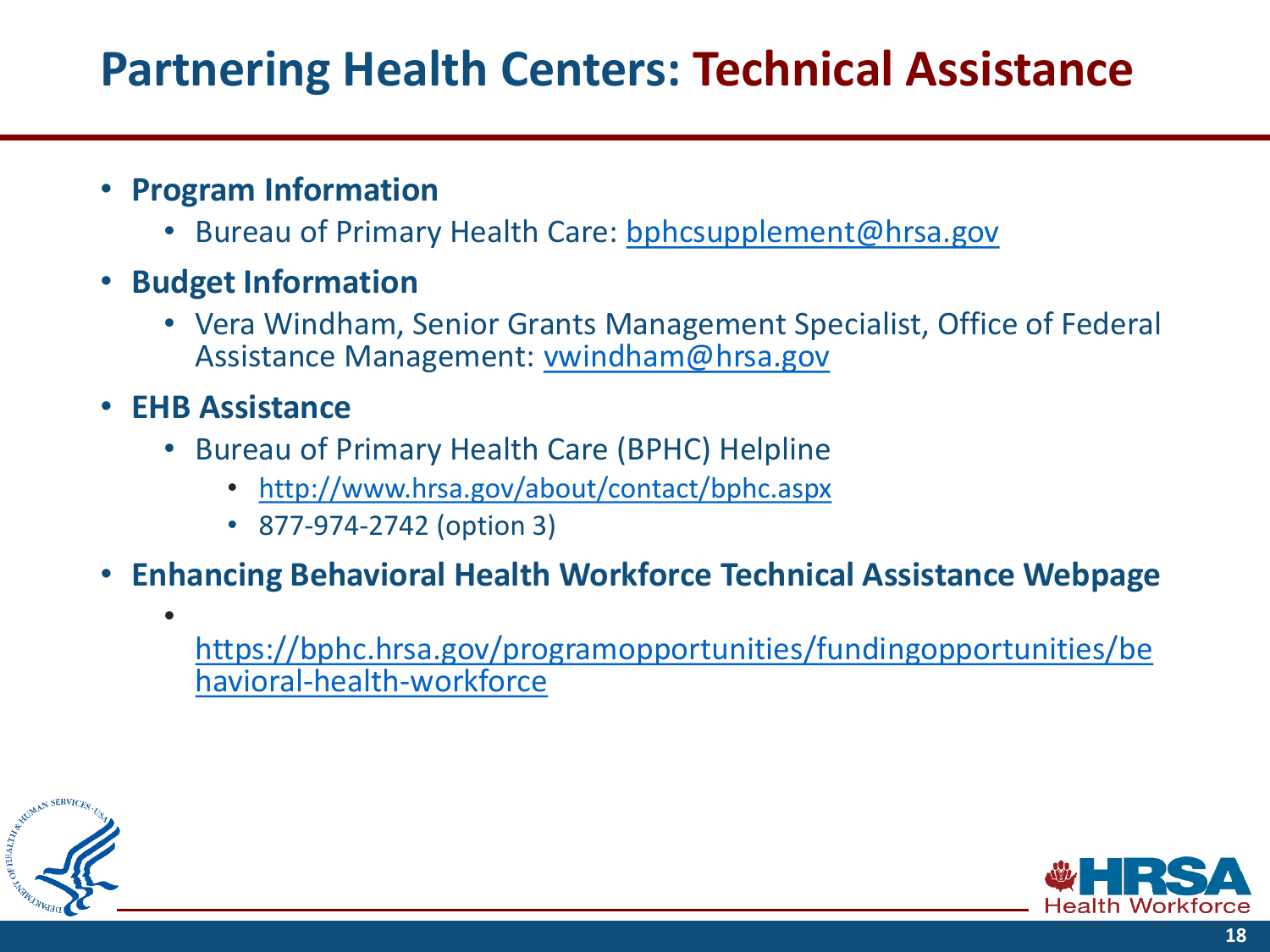# Partnering Health Centers: Technical Assistance

- **Program Information**
  - Bureau of Primary Health Care: bphcsupplement@hrsa.gov
- **Budget Information**
  - Vera Windham, Senior Grants Management Specialist, Office of Federal Assistance Management: vwindham@hrsa.gov
- **EHB Assistance**
  - Bureau of Primary Health Care (BPHC) Helpline
    - http://www.hrsa.gov/about/contact/bphc.aspx
    - 877-974-2742 (option 3)
- **Enhancing Behavioral Health Workforce Technical Assistance Webpage**
  - https://bphc.hrsa.gov/programopportunities/fundingopportunities/behavioral-health-workforce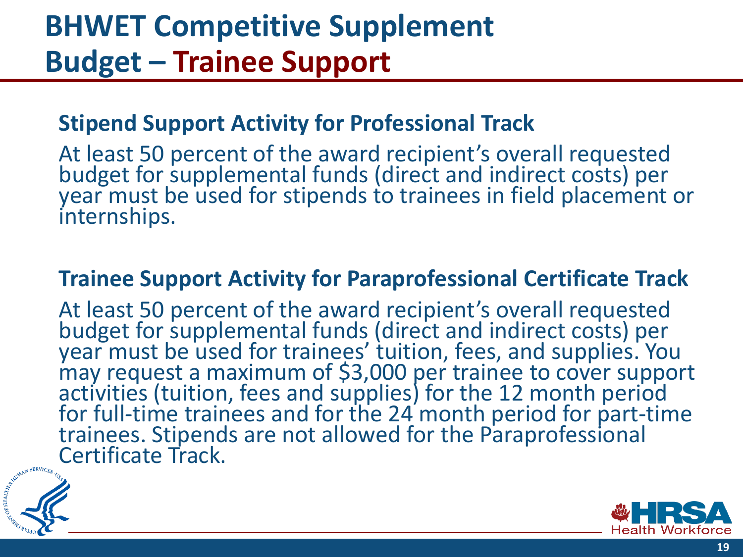# BHWET Competitive Supplement Budget – Trainee Support

## Stipend Support Activity for Professional Track

At least 50 percent of the award recipient's overall requested budget for supplemental funds (direct and indirect costs) per year must be used for stipends to trainees in field placement or internships.

## Trainee Support Activity for Paraprofessional Certificate Track

At least 50 percent of the award recipient's overall requested budget for supplemental funds (direct and indirect costs) per year must be used for trainees' tuition, fees, and supplies. You may request a maximum of $3,000 per trainee to cover support activities (tuition, fees and supplies) for the 12 month period for full-time trainees and for the 24 month period for part-time trainees. Stipends are not allowed for the Paraprofessional Certificate Track.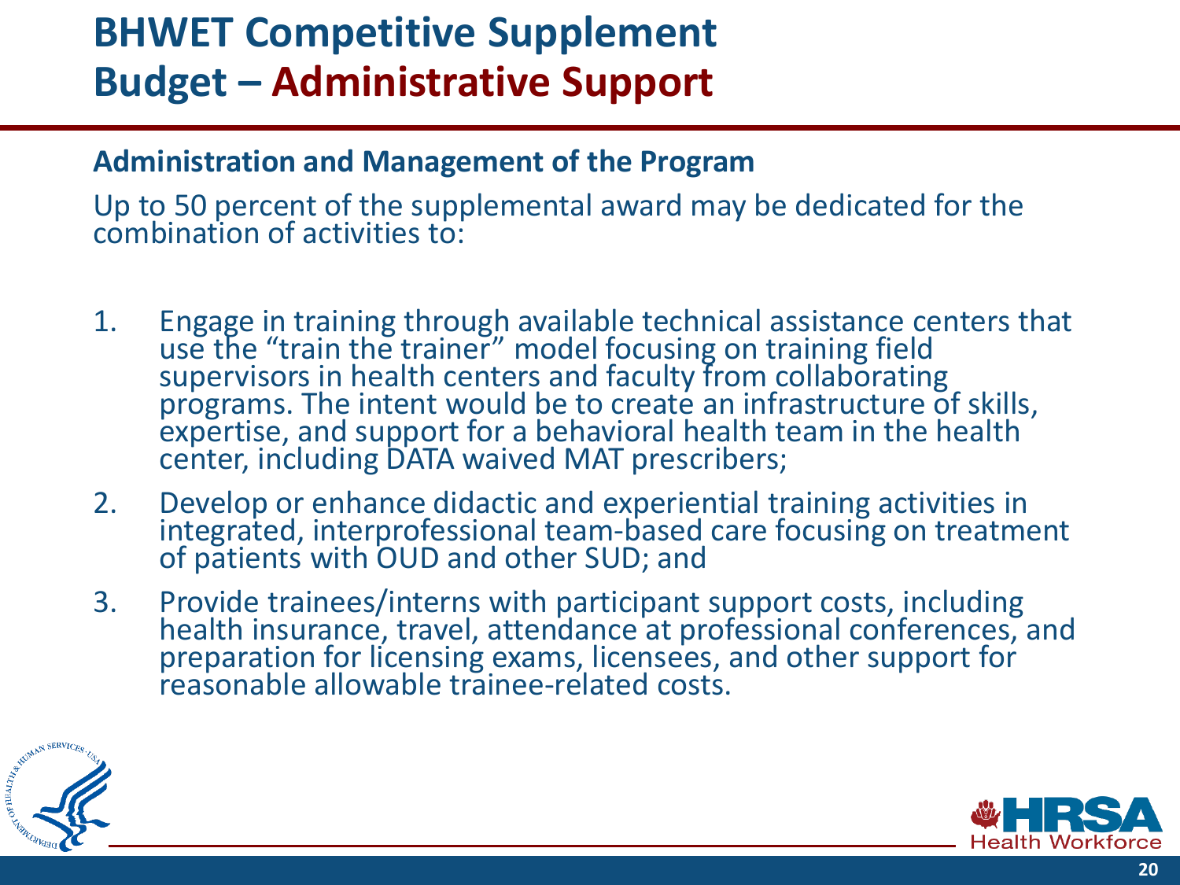# BHWET Competitive Supplement Budget – Administrative Support

### Administration and Management of the Program

Up to 50 percent of the supplemental award may be dedicated for the combination of activities to:

1. Engage in training through available technical assistance centers that use the "train the trainer" model focusing on training field supervisors in health centers and faculty from collaborating programs. The intent would be to create an infrastructure of skills, expertise, and support for a behavioral health team in the health center, including DATA waived MAT prescribers;
2. Develop or enhance didactic and experiential training activities in integrated, interprofessional team-based care focusing on treatment of patients with OUD and other SUD; and
3. Provide trainees/interns with participant support costs, including health insurance, travel, attendance at professional conferences, and preparation for licensing exams, licensees, and other support for reasonable allowable trainee-related costs.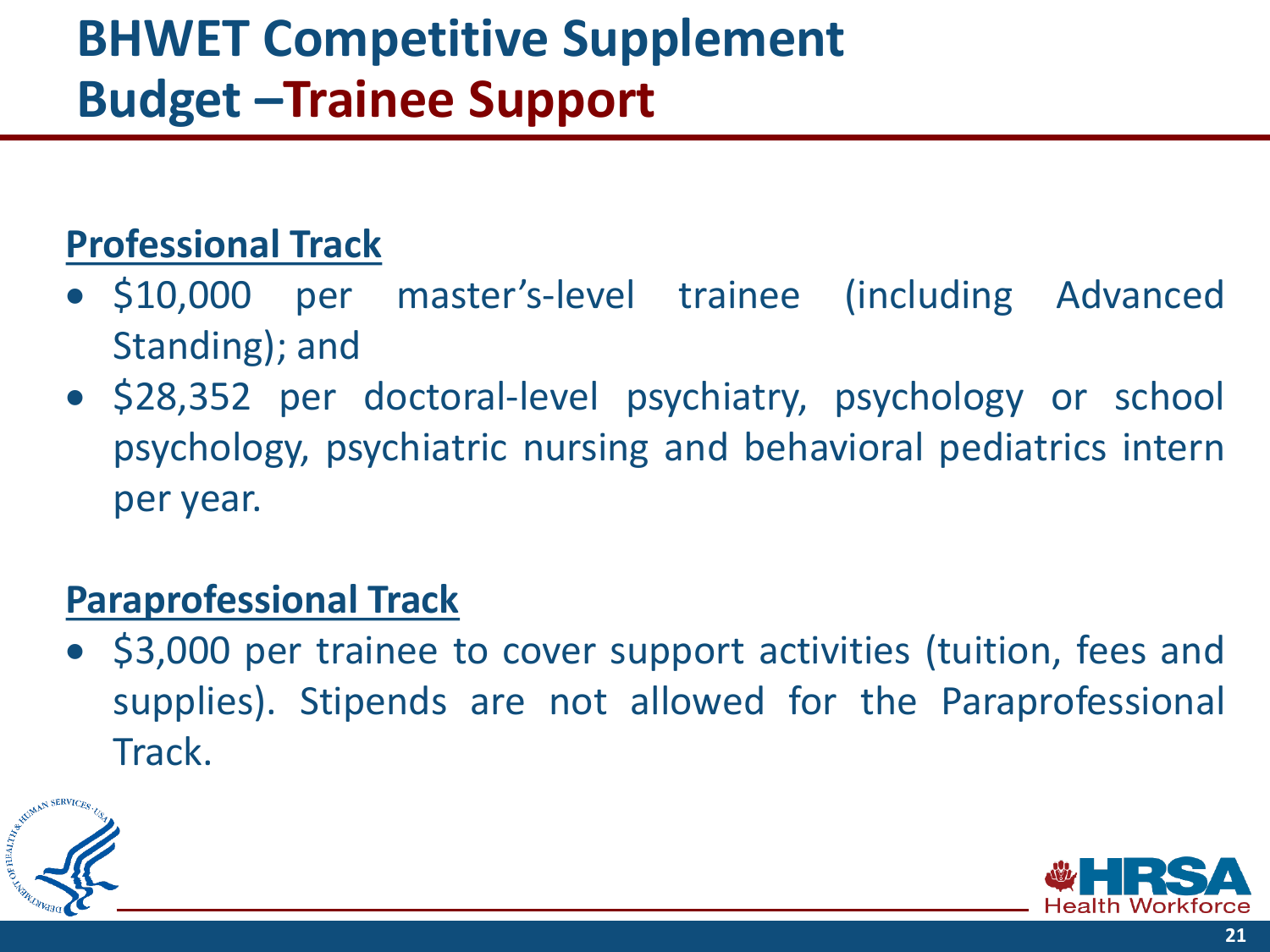# BHWET Competitive Supplement Budget –Trainee Support

**Professional Track**

- $10,000 per master's-level trainee (including Advanced Standing); and
- $28,352 per doctoral-level psychiatry, psychology or school psychology, psychiatric nursing and behavioral pediatrics intern per year.

**Paraprofessional Track**

- $3,000 per trainee to cover support activities (tuition, fees and supplies). Stipends are not allowed for the Paraprofessional Track.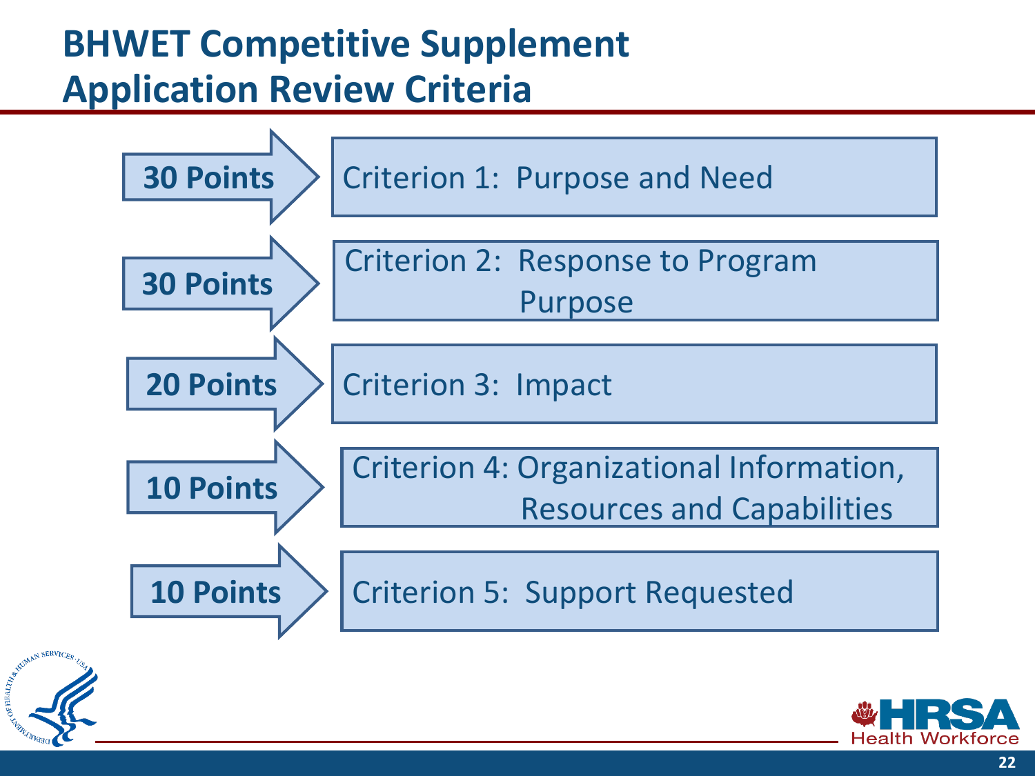# BHWET Competitive Supplement Application Review Criteria

| Points | Criterion |
| --- | --- |
| **30 Points** | Criterion 1: Purpose and Need |
| **30 Points** | Criterion 2: Response to Program Purpose |
| **20 Points** | Criterion 3: Impact |
| **10 Points** | Criterion 4: Organizational Information, Resources and Capabilities |
| **10 Points** | Criterion 5: Support Requested |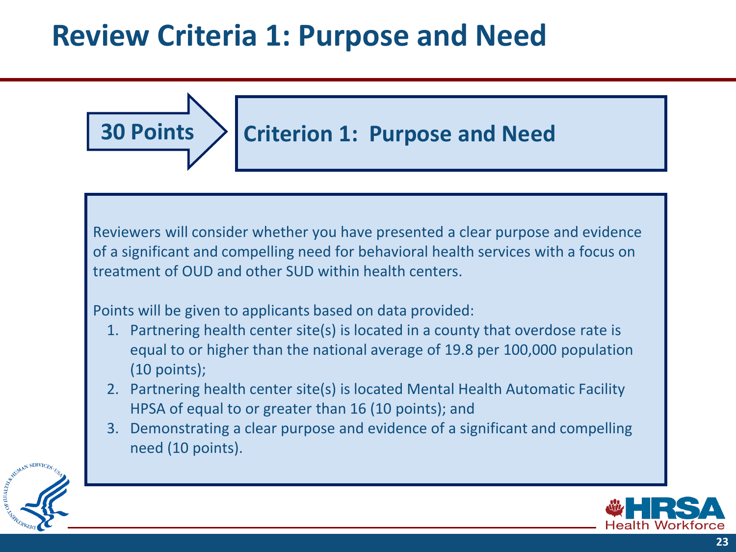# Review Criteria 1: Purpose and Need

**30 Points** → **Criterion 1: Purpose and Need**

Reviewers will consider whether you have presented a clear purpose and evidence of a significant and compelling need for behavioral health services with a focus on treatment of OUD and other SUD within health centers.

Points will be given to applicants based on data provided:

1. Partnering health center site(s) is located in a county that overdose rate is equal to or higher than the national average of 19.8 per 100,000 population (10 points);
2. Partnering health center site(s) is located Mental Health Automatic Facility HPSA of equal to or greater than 16 (10 points); and
3. Demonstrating a clear purpose and evidence of a significant and compelling need (10 points).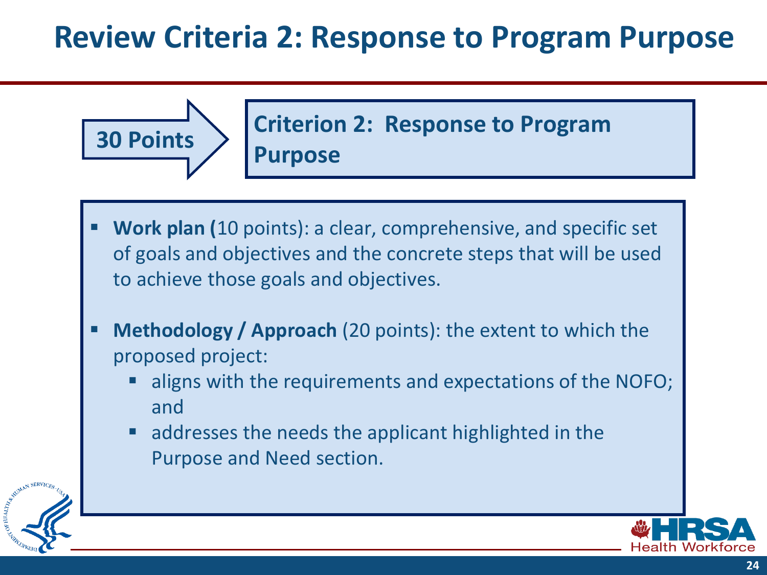# Review Criteria 2: Response to Program Purpose

**30 Points**

**Criterion 2: Response to Program Purpose**

- **Work plan (**10 points): a clear, comprehensive, and specific set of goals and objectives and the concrete steps that will be used to achieve those goals and objectives.
- **Methodology / Approach** (20 points): the extent to which the proposed project:
  - aligns with the requirements and expectations of the NOFO; and
  - addresses the needs the applicant highlighted in the Purpose and Need section.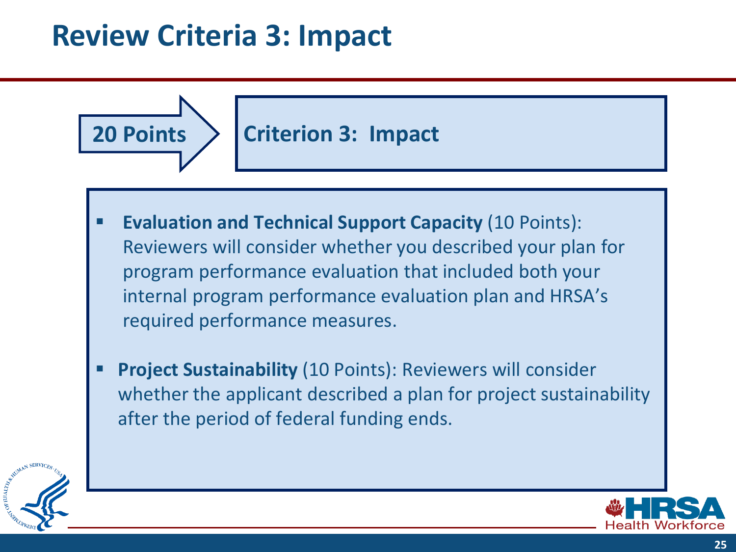# Review Criteria 3: Impact

**20 Points** → **Criterion 3: Impact**

- **Evaluation and Technical Support Capacity** (10 Points): Reviewers will consider whether you described your plan for program performance evaluation that included both your internal program performance evaluation plan and HRSA's required performance measures.
- **Project Sustainability** (10 Points): Reviewers will consider whether the applicant described a plan for project sustainability after the period of federal funding ends.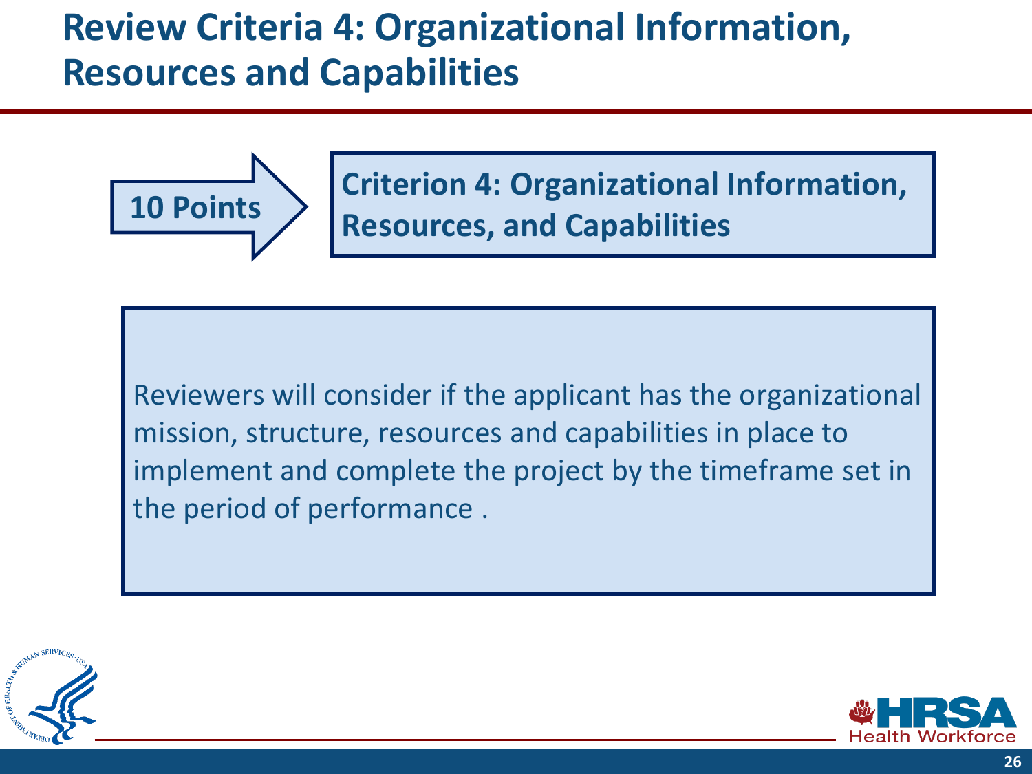# Review Criteria 4: Organizational Information, Resources and Capabilities

**10 Points**

**Criterion 4: Organizational Information, Resources, and Capabilities**

Reviewers will consider if the applicant has the organizational mission, structure, resources and capabilities in place to implement and complete the project by the timeframe set in the period of performance .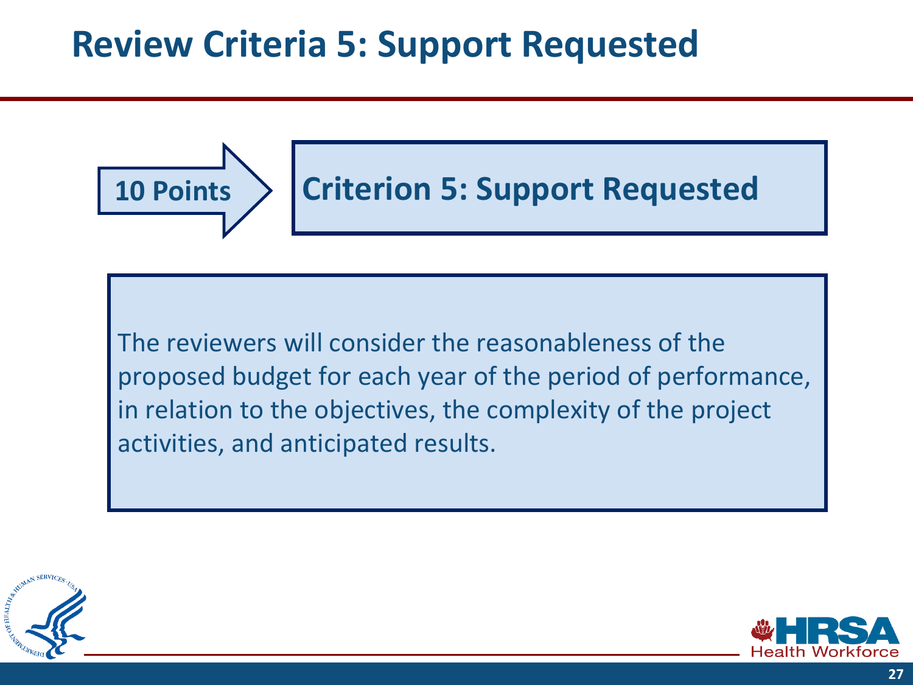# Review Criteria 5: Support Requested

**10 Points** → **Criterion 5: Support Requested**

The reviewers will consider the reasonableness of the proposed budget for each year of the period of performance, in relation to the objectives, the complexity of the project activities, and anticipated results.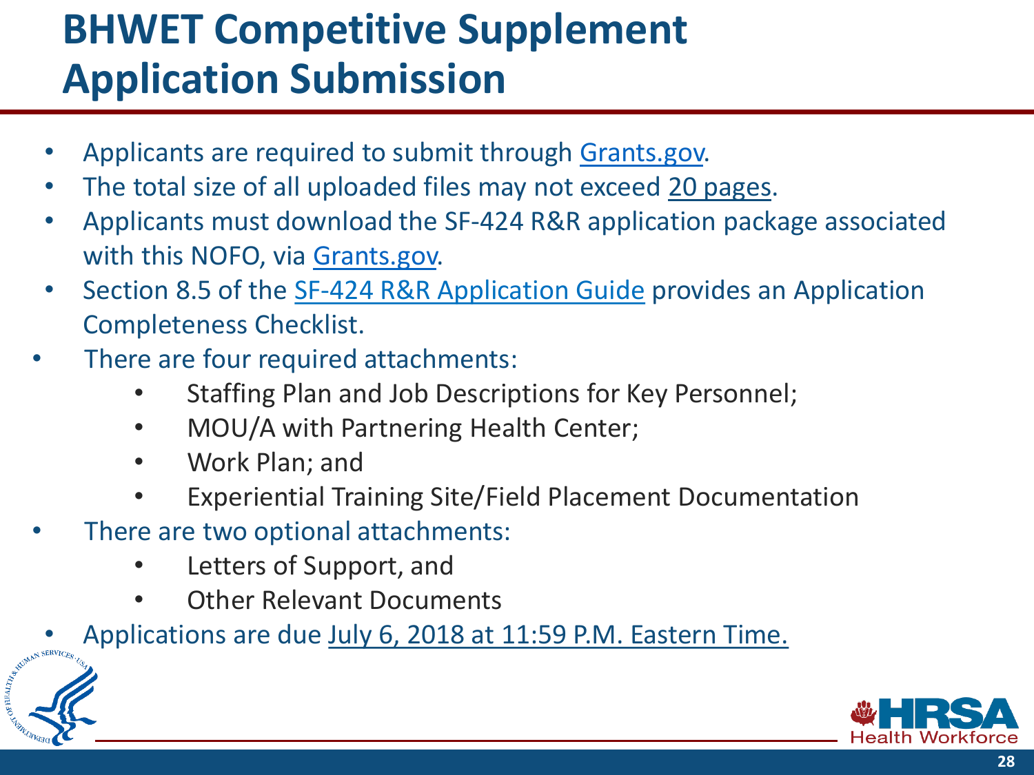# BHWET Competitive Supplement Application Submission

- Applicants are required to submit through Grants.gov.
- The total size of all uploaded files may not exceed 20 pages.
- Applicants must download the SF-424 R&R application package associated with this NOFO, via Grants.gov.
- Section 8.5 of the SF-424 R&R Application Guide provides an Application Completeness Checklist.
- There are four required attachments:
  - Staffing Plan and Job Descriptions for Key Personnel;
  - MOU/A with Partnering Health Center;
  - Work Plan; and
  - Experiential Training Site/Field Placement Documentation
- There are two optional attachments:
  - Letters of Support, and
  - Other Relevant Documents
- Applications are due July 6, 2018 at 11:59 P.M. Eastern Time.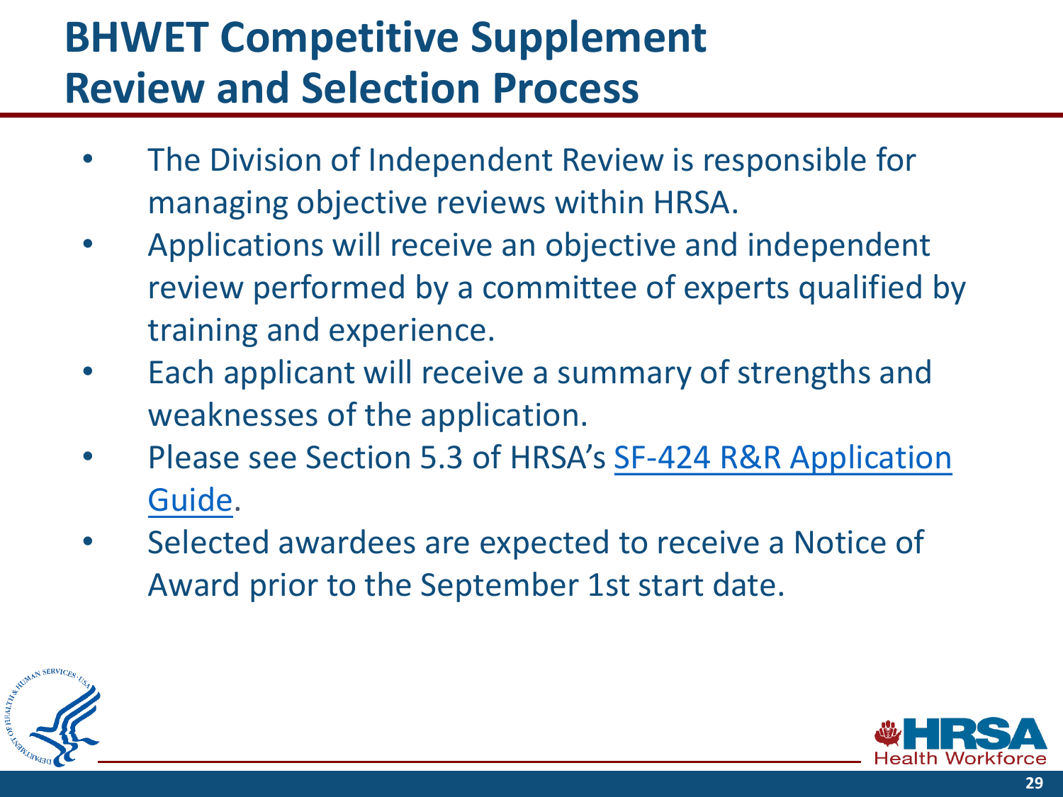# BHWET Competitive Supplement Review and Selection Process

- The Division of Independent Review is responsible for managing objective reviews within HRSA.
- Applications will receive an objective and independent review performed by a committee of experts qualified by training and experience.
- Each applicant will receive a summary of strengths and weaknesses of the application.
- Please see Section 5.3 of HRSA's SF-424 R&R Application Guide.
- Selected awardees are expected to receive a Notice of Award prior to the September 1st start date.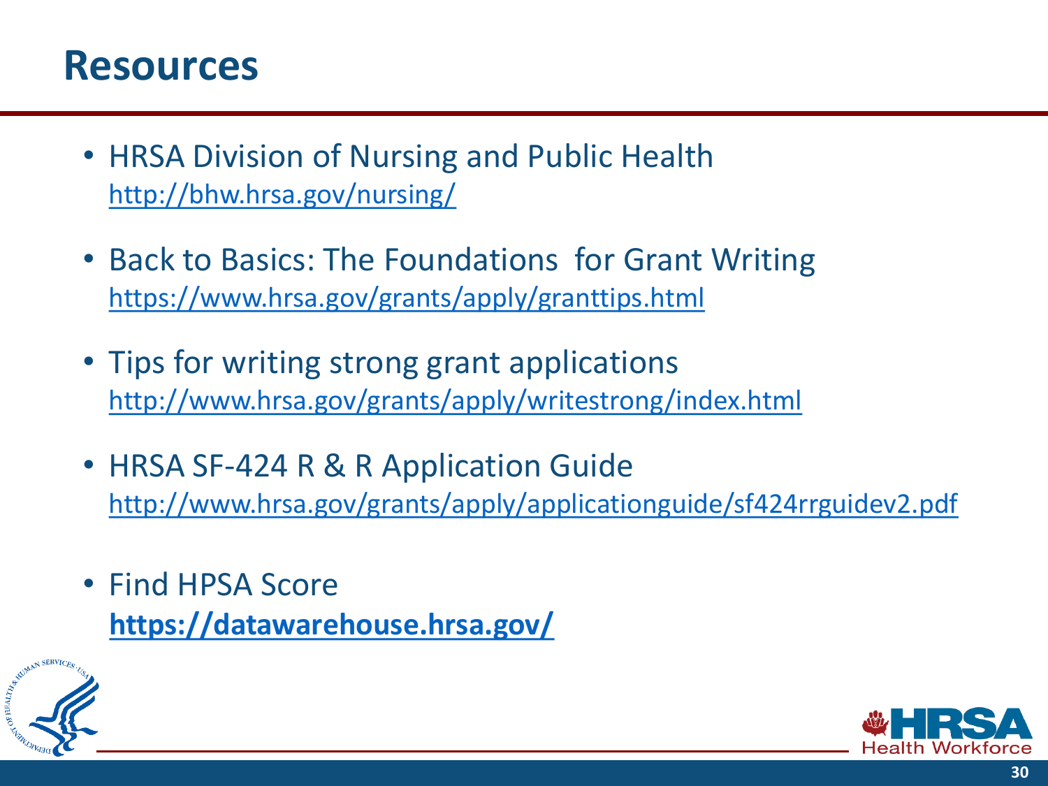# Resources

- HRSA Division of Nursing and Public Health
  http://bhw.hrsa.gov/nursing/
- Back to Basics: The Foundations for Grant Writing
  https://www.hrsa.gov/grants/apply/granttips.html
- Tips for writing strong grant applications
  http://www.hrsa.gov/grants/apply/writestrong/index.html
- HRSA SF-424 R & R Application Guide
  http://www.hrsa.gov/grants/apply/applicationguide/sf424rrguidev2.pdf
- Find HPSA Score
  **https://datawarehouse.hrsa.gov/**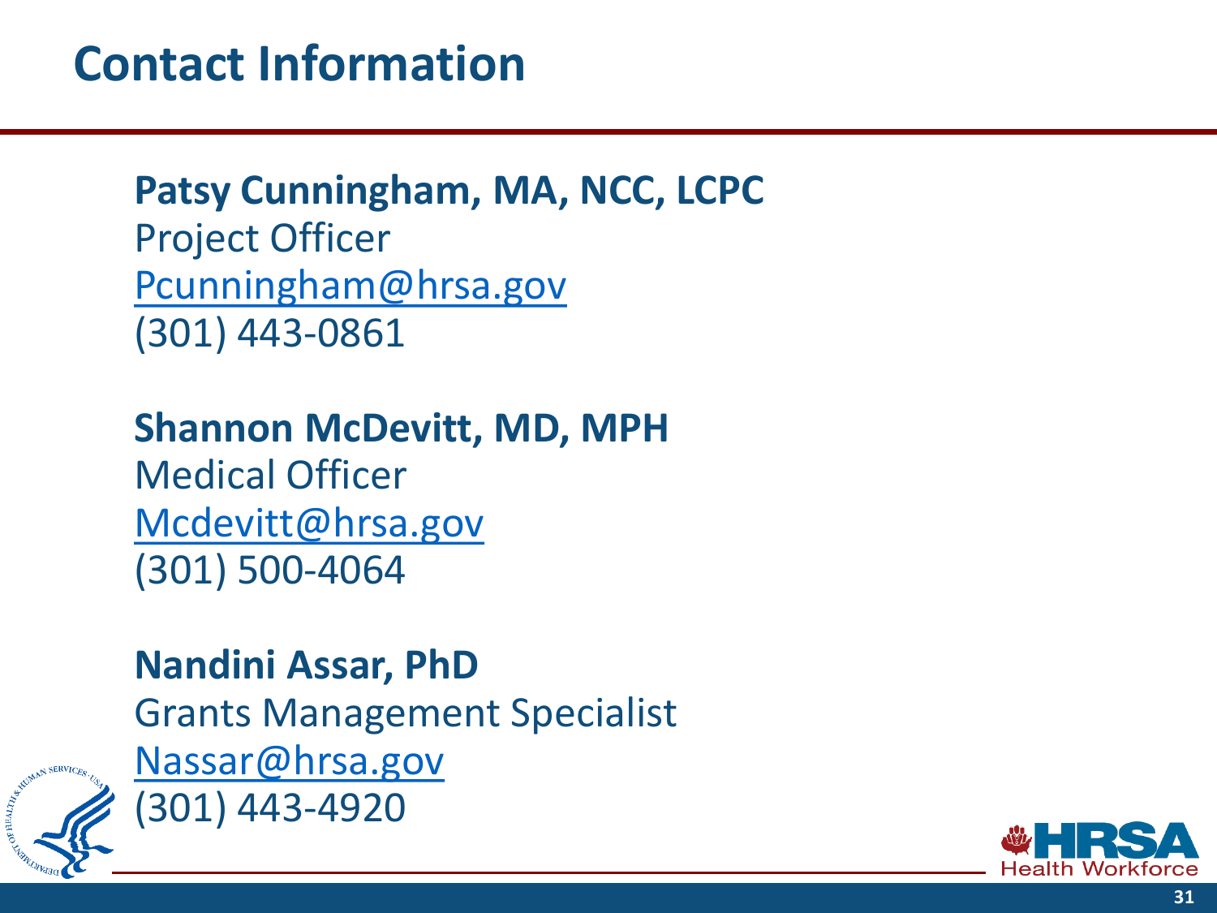# Contact Information

**Patsy Cunningham, MA, NCC, LCPC**
Project Officer
Pcunningham@hrsa.gov
(301) 443-0861

**Shannon McDevitt, MD, MPH**
Medical Officer
Mcdevitt@hrsa.gov
(301) 500-4064

**Nandini Assar, PhD**
Grants Management Specialist
Nassar@hrsa.gov
(301) 443-4920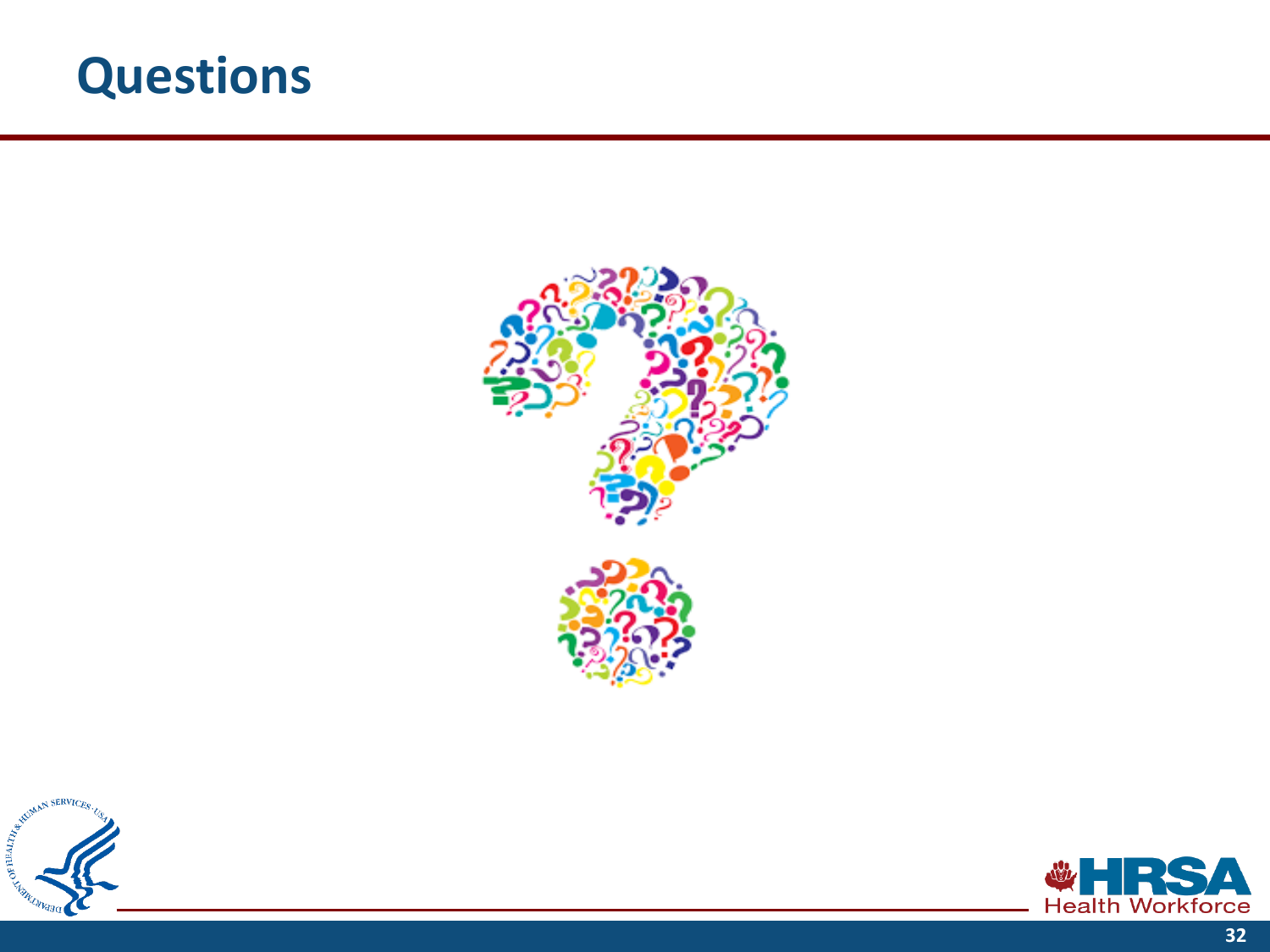# Questions